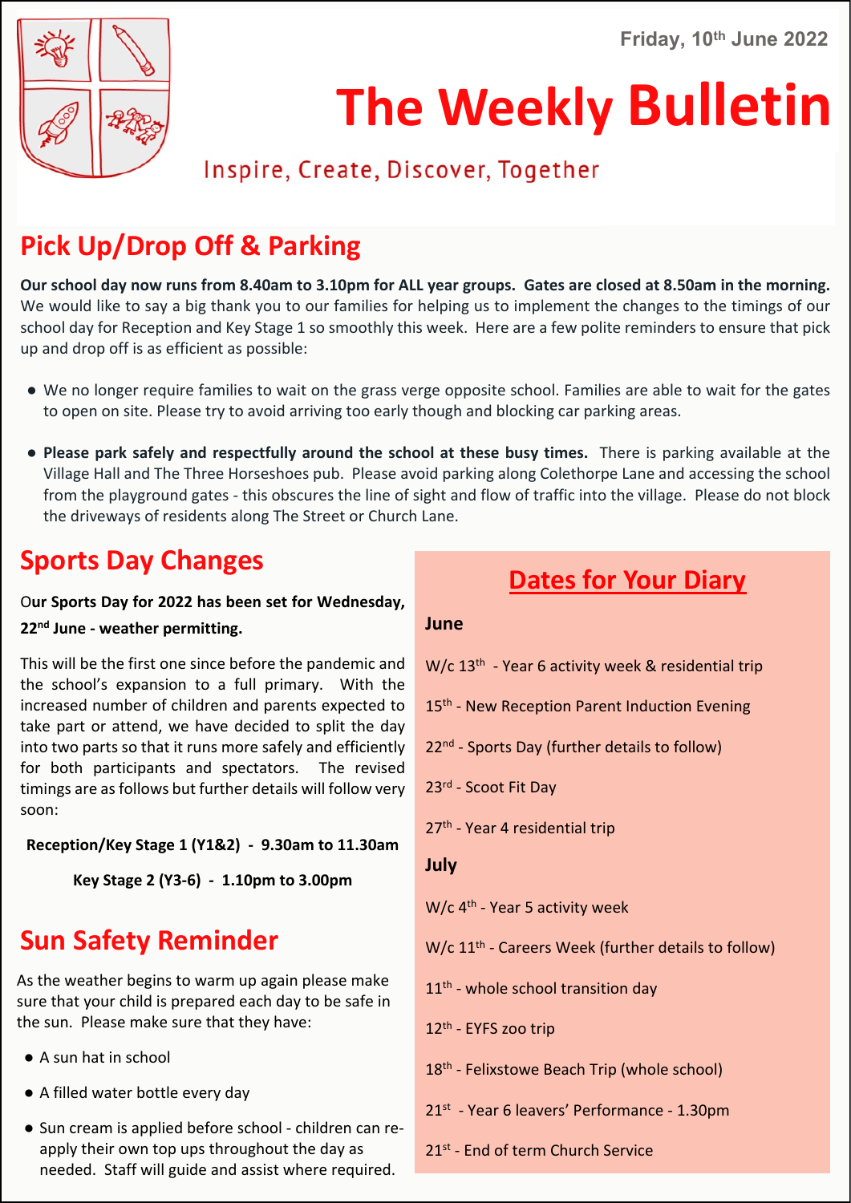Friday, 10th June 2022

# The Weekly Bulletin

Inspire, Create, Discover, Together

## Pick Up/Drop Off & Parking

**Our school day now runs from 8.40am to 3.10pm for ALL year groups. Gates are closed at 8.50am in the morning.** We would like to say a big thank you to our families for helping us to implement the changes to the timings of our school day for Reception and Key Stage 1 so smoothly this week. Here are a few polite reminders to ensure that pick up and drop off is as efficient as possible:

- We no longer require families to wait on the grass verge opposite school. Families are able to wait for the gates to open on site. Please try to avoid arriving too early though and blocking car parking areas.
- **Please park safely and respectfully around the school at these busy times.** There is parking available at the Village Hall and The Three Horseshoes pub. Please avoid parking along Colethorpe Lane and accessing the school from the playground gates - this obscures the line of sight and flow of traffic into the village. Please do not block the driveways of residents along The Street or Church Lane.

## Sports Day Changes

**Our Sports Day for 2022 has been set for Wednesday, 22nd June - weather permitting.**

This will be the first one since before the pandemic and the school's expansion to a full primary. With the increased number of children and parents expected to take part or attend, we have decided to split the day into two parts so that it runs more safely and efficiently for both participants and spectators. The revised timings are as follows but further details will follow very soon:

**Reception/Key Stage 1 (Y1&2) - 9.30am to 11.30am**

**Key Stage 2 (Y3-6) - 1.10pm to 3.00pm**

## Sun Safety Reminder

As the weather begins to warm up again please make sure that your child is prepared each day to be safe in the sun. Please make sure that they have:

- A sun hat in school
- A filled water bottle every day
- Sun cream is applied before school - children can re-apply their own top ups throughout the day as needed. Staff will guide and assist where required.

## Dates for Your Diary

**June**

W/c 13th - Year 6 activity week & residential trip

15th - New Reception Parent Induction Evening

22nd - Sports Day (further details to follow)

23rd - Scoot Fit Day

27th - Year 4 residential trip

**July**

W/c 4th - Year 5 activity week

W/c 11th - Careers Week (further details to follow)

11th - whole school transition day

12th - EYFS zoo trip

18th - Felixstowe Beach Trip (whole school)

21st - Year 6 leavers' Performance - 1.30pm

21st - End of term Church Service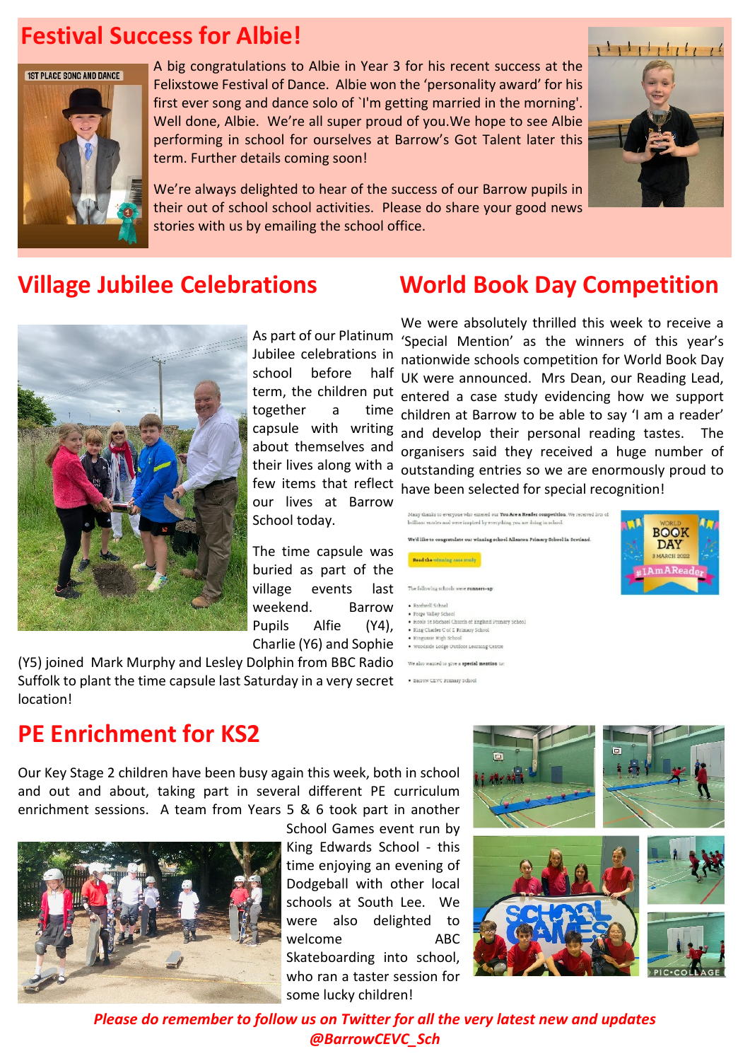## Festival Success for Albie!

A big congratulations to Albie in Year 3 for his recent success at the Felixstowe Festival of Dance. Albie won the 'personality award' for his first ever song and dance solo of `I'm getting married in the morning'. Well done, Albie. We're all super proud of you.We hope to see Albie performing in school for ourselves at Barrow's Got Talent later this term. Further details coming soon!

We're always delighted to hear of the success of our Barrow pupils in their out of school school activities. Please do share your good news stories with us by emailing the school office.

## Village Jubilee Celebrations

As part of our Platinum Jubilee celebrations in school before half term, the children put together a time capsule with writing about themselves and their lives along with a few items that reflect our lives at Barrow School today.

The time capsule was buried as part of the village events last weekend. Barrow Pupils Alfie (Y4), Charlie (Y6) and Sophie (Y5) joined Mark Murphy and Lesley Dolphin from BBC Radio Suffolk to plant the time capsule last Saturday in a very secret location!

## World Book Day Competition

We were absolutely thrilled this week to receive a 'Special Mention' as the winners of this year's nationwide schools competition for World Book Day UK were announced. Mrs Dean, our Reading Lead, entered a case study evidencing how we support children at Barrow to be able to say 'I am a reader' and develop their personal reading tastes. The organisers said they received a huge number of outstanding entries so we are enormously proud to have been selected for special recognition!

## PE Enrichment for KS2

Our Key Stage 2 children have been busy again this week, both in school and out and about, taking part in several different PE curriculum enrichment sessions. A team from Years 5 & 6 took part in another School Games event run by King Edwards School - this time enjoying an evening of Dodgeball with other local schools at South Lee. We were also delighted to welcome ABC Skateboarding into school, who ran a taster session for some lucky children!

***Please do remember to follow us on Twitter for all the very latest new and updates @BarrowCEVC_Sch***